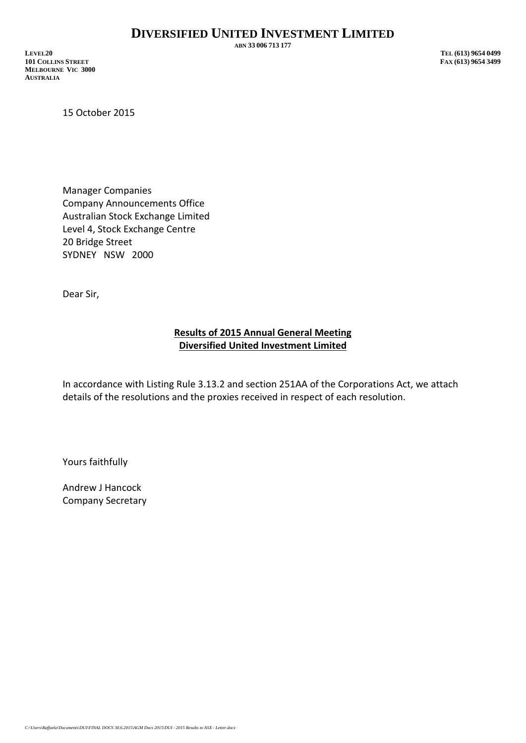# DIVERSIFIED UNITED INVESTMENT LIMITED

ABN 33 006 713 177

LEVEL20
101 COLLINS STREET
MELBOURNE VIC 3000
AUSTRALIA

TEL (613) 9654 0499
FAX (613) 9654 3499

15 October 2015

Manager Companies
Company Announcements Office
Australian Stock Exchange Limited
Level 4, Stock Exchange Centre
20 Bridge Street
SYDNEY NSW 2000

Dear Sir,

**Results of 2015 Annual General Meeting**
**Diversified United Investment Limited**

In accordance with Listing Rule 3.13.2 and section 251AA of the Corporations Act, we attach details of the resolutions and the proxies received in respect of each resolution.

Yours faithfully

Andrew J Hancock
Company Secretary

*C:\Users\Raffaela\Documents\DUI\FINAL DOCS 30.6.2015\AGM Docs 2015\DUI - 2015 Results to ASX - Letter.docx*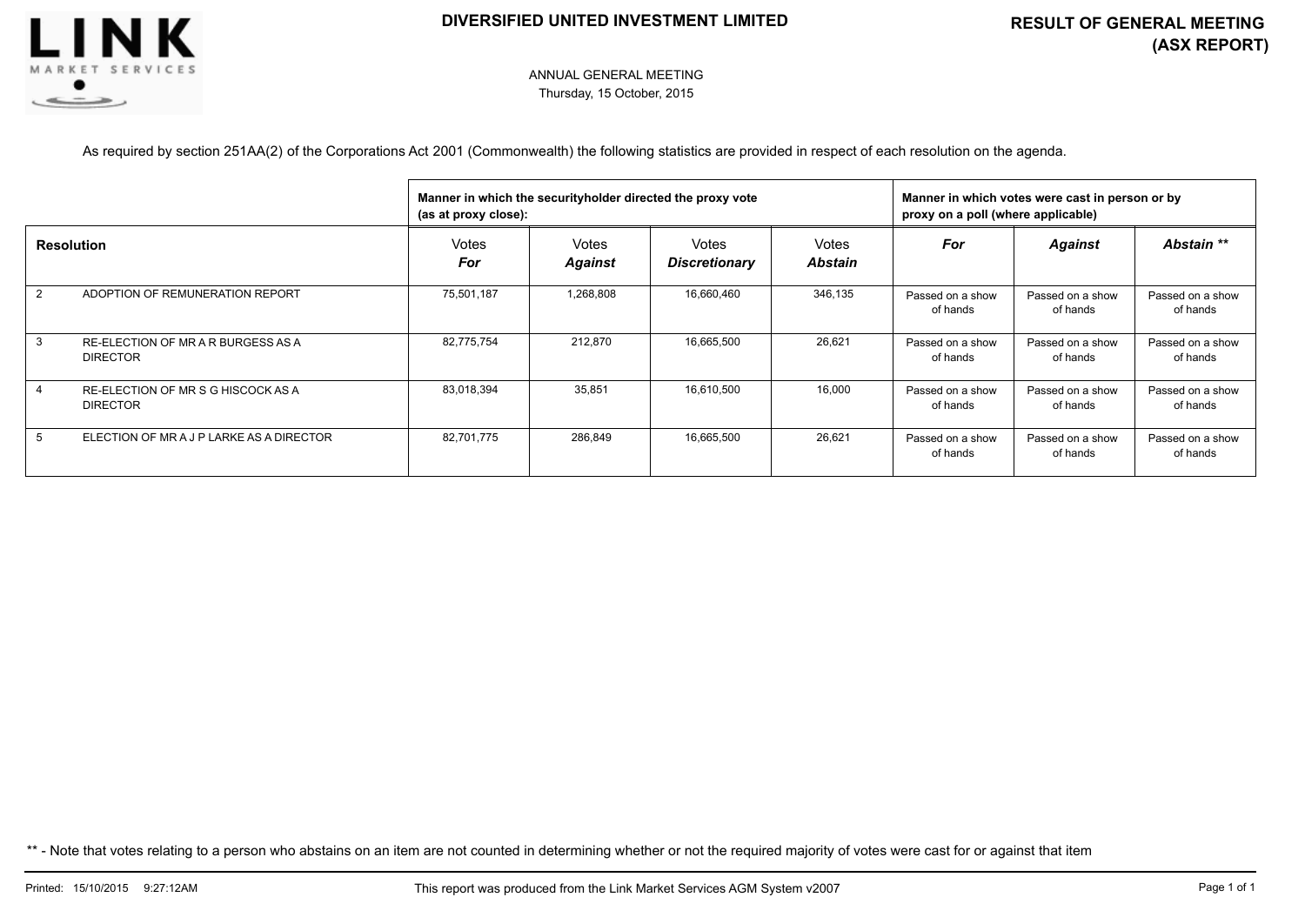# DIVERSIFIED UNITED INVESTMENT LIMITED

## RESULT OF GENERAL MEETING (ASX REPORT)

ANNUAL GENERAL MEETING
Thursday, 15 October, 2015

As required by section 251AA(2) of the Corporations Act 2001 (Commonwealth) the following statistics are provided in respect of each resolution on the agenda.

| | | Manner in which the securityholder directed the proxy vote (as at proxy close): | | | | Manner in which votes were cast in person or by proxy on a poll (where applicable) | | |
|---|---|---|---|---|---|---|---|---|
| **Resolution** | | Votes ***For*** | Votes ***Against*** | Votes ***Discretionary*** | Votes ***Abstain*** | ***For*** | ***Against*** | ***Abstain \*\**** |
| 2 | ADOPTION OF REMUNERATION REPORT | 75,501,187 | 1,268,808 | 16,660,460 | 346,135 | Passed on a show of hands | Passed on a show of hands | Passed on a show of hands |
| 3 | RE-ELECTION OF MR A R BURGESS AS A DIRECTOR | 82,775,754 | 212,870 | 16,665,500 | 26,621 | Passed on a show of hands | Passed on a show of hands | Passed on a show of hands |
| 4 | RE-ELECTION OF MR S G HISCOCK AS A DIRECTOR | 83,018,394 | 35,851 | 16,610,500 | 16,000 | Passed on a show of hands | Passed on a show of hands | Passed on a show of hands |
| 5 | ELECTION OF MR A J P LARKE AS A DIRECTOR | 82,701,775 | 286,849 | 16,665,500 | 26,621 | Passed on a show of hands | Passed on a show of hands | Passed on a show of hands |

** - Note that votes relating to a person who abstains on an item are not counted in determining whether or not the required majority of votes were cast for or against that item

Printed: 15/10/2015 9:27:12AM

This report was produced from the Link Market Services AGM System v2007